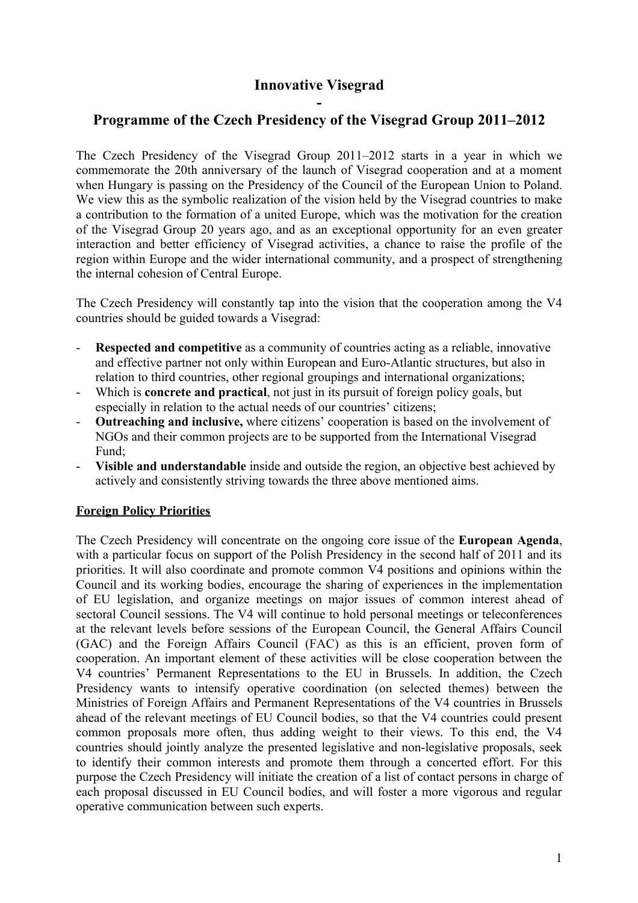# Innovative Visegrad
# -
# Programme of the Czech Presidency of the Visegrad Group 2011–2012

The Czech Presidency of the Visegrad Group 2011–2012 starts in a year in which we commemorate the 20th anniversary of the launch of Visegrad cooperation and at a moment when Hungary is passing on the Presidency of the Council of the European Union to Poland. We view this as the symbolic realization of the vision held by the Visegrad countries to make a contribution to the formation of a united Europe, which was the motivation for the creation of the Visegrad Group 20 years ago, and as an exceptional opportunity for an even greater interaction and better efficiency of Visegrad activities, a chance to raise the profile of the region within Europe and the wider international community, and a prospect of strengthening the internal cohesion of Central Europe.

The Czech Presidency will constantly tap into the vision that the cooperation among the V4 countries should be guided towards a Visegrad:

- **Respected and competitive** as a community of countries acting as a reliable, innovative and effective partner not only within European and Euro-Atlantic structures, but also in relation to third countries, other regional groupings and international organizations;
- Which is **concrete and practical**, not just in its pursuit of foreign policy goals, but especially in relation to the actual needs of our countries' citizens;
- **Outreaching and inclusive,** where citizens' cooperation is based on the involvement of NGOs and their common projects are to be supported from the International Visegrad Fund;
- **Visible and understandable** inside and outside the region, an objective best achieved by actively and consistently striving towards the three above mentioned aims.

## Foreign Policy Priorities

The Czech Presidency will concentrate on the ongoing core issue of the **European Agenda**, with a particular focus on support of the Polish Presidency in the second half of 2011 and its priorities. It will also coordinate and promote common V4 positions and opinions within the Council and its working bodies, encourage the sharing of experiences in the implementation of EU legislation, and organize meetings on major issues of common interest ahead of sectoral Council sessions. The V4 will continue to hold personal meetings or teleconferences at the relevant levels before sessions of the European Council, the General Affairs Council (GAC) and the Foreign Affairs Council (FAC) as this is an efficient, proven form of cooperation. An important element of these activities will be close cooperation between the V4 countries' Permanent Representations to the EU in Brussels. In addition, the Czech Presidency wants to intensify operative coordination (on selected themes) between the Ministries of Foreign Affairs and Permanent Representations of the V4 countries in Brussels ahead of the relevant meetings of EU Council bodies, so that the V4 countries could present common proposals more often, thus adding weight to their views. To this end, the V4 countries should jointly analyze the presented legislative and non-legislative proposals, seek to identify their common interests and promote them through a concerted effort. For this purpose the Czech Presidency will initiate the creation of a list of contact persons in charge of each proposal discussed in EU Council bodies, and will foster a more vigorous and regular operative communication between such experts.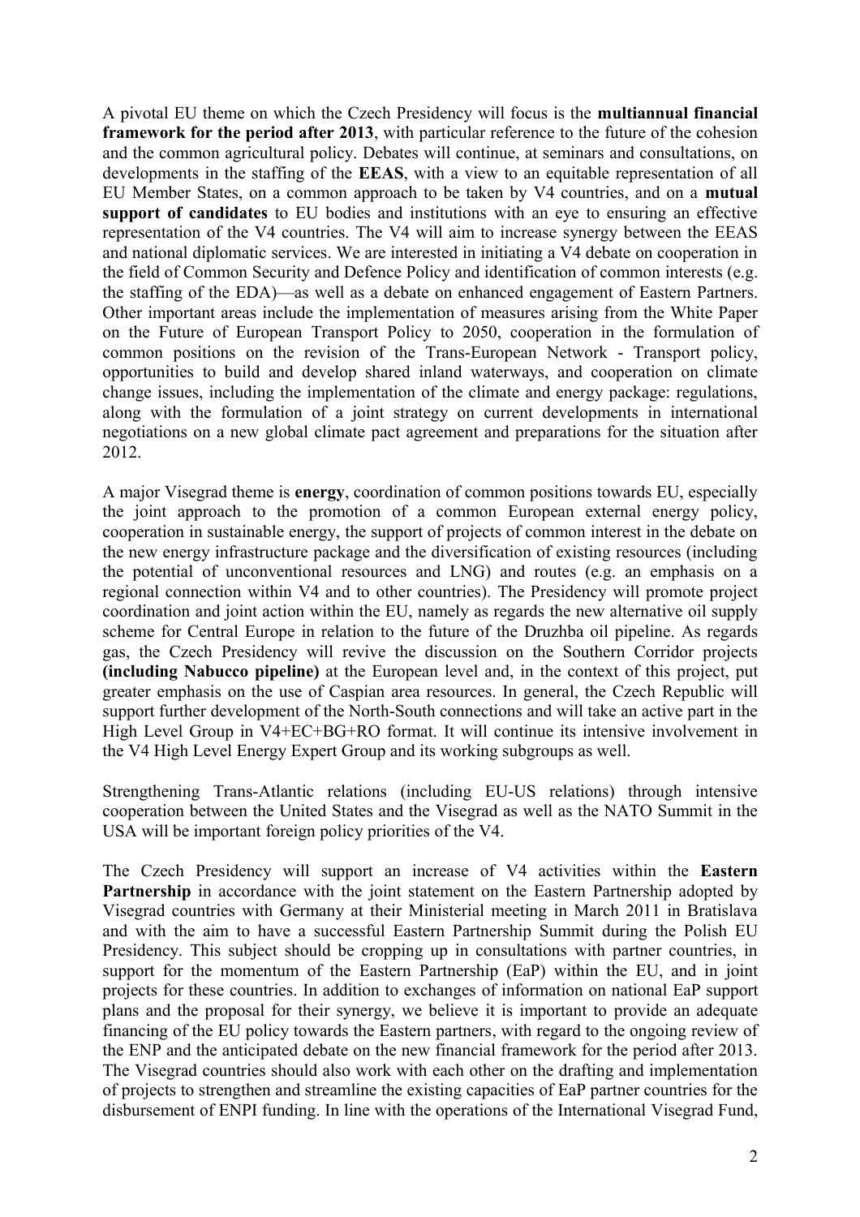A pivotal EU theme on which the Czech Presidency will focus is the **multiannual financial framework for the period after 2013**, with particular reference to the future of the cohesion and the common agricultural policy. Debates will continue, at seminars and consultations, on developments in the staffing of the **EEAS**, with a view to an equitable representation of all EU Member States, on a common approach to be taken by V4 countries, and on a **mutual support of candidates** to EU bodies and institutions with an eye to ensuring an effective representation of the V4 countries. The V4 will aim to increase synergy between the EEAS and national diplomatic services. We are interested in initiating a V4 debate on cooperation in the field of Common Security and Defence Policy and identification of common interests (e.g. the staffing of the EDA)—as well as a debate on enhanced engagement of Eastern Partners. Other important areas include the implementation of measures arising from the White Paper on the Future of European Transport Policy to 2050, cooperation in the formulation of common positions on the revision of the Trans-European Network - Transport policy, opportunities to build and develop shared inland waterways, and cooperation on climate change issues, including the implementation of the climate and energy package: regulations, along with the formulation of a joint strategy on current developments in international negotiations on a new global climate pact agreement and preparations for the situation after 2012.

A major Visegrad theme is **energy**, coordination of common positions towards EU, especially the joint approach to the promotion of a common European external energy policy, cooperation in sustainable energy, the support of projects of common interest in the debate on the new energy infrastructure package and the diversification of existing resources (including the potential of unconventional resources and LNG) and routes (e.g. an emphasis on a regional connection within V4 and to other countries). The Presidency will promote project coordination and joint action within the EU, namely as regards the new alternative oil supply scheme for Central Europe in relation to the future of the Druzhba oil pipeline. As regards gas, the Czech Presidency will revive the discussion on the Southern Corridor projects **(including Nabucco pipeline)** at the European level and, in the context of this project, put greater emphasis on the use of Caspian area resources. In general, the Czech Republic will support further development of the North-South connections and will take an active part in the High Level Group in V4+EC+BG+RO format. It will continue its intensive involvement in the V4 High Level Energy Expert Group and its working subgroups as well.

Strengthening Trans-Atlantic relations (including EU-US relations) through intensive cooperation between the United States and the Visegrad as well as the NATO Summit in the USA will be important foreign policy priorities of the V4.

The Czech Presidency will support an increase of V4 activities within the **Eastern Partnership** in accordance with the joint statement on the Eastern Partnership adopted by Visegrad countries with Germany at their Ministerial meeting in March 2011 in Bratislava and with the aim to have a successful Eastern Partnership Summit during the Polish EU Presidency. This subject should be cropping up in consultations with partner countries, in support for the momentum of the Eastern Partnership (EaP) within the EU, and in joint projects for these countries. In addition to exchanges of information on national EaP support plans and the proposal for their synergy, we believe it is important to provide an adequate financing of the EU policy towards the Eastern partners, with regard to the ongoing review of the ENP and the anticipated debate on the new financial framework for the period after 2013. The Visegrad countries should also work with each other on the drafting and implementation of projects to strengthen and streamline the existing capacities of EaP partner countries for the disbursement of ENPI funding. In line with the operations of the International Visegrad Fund,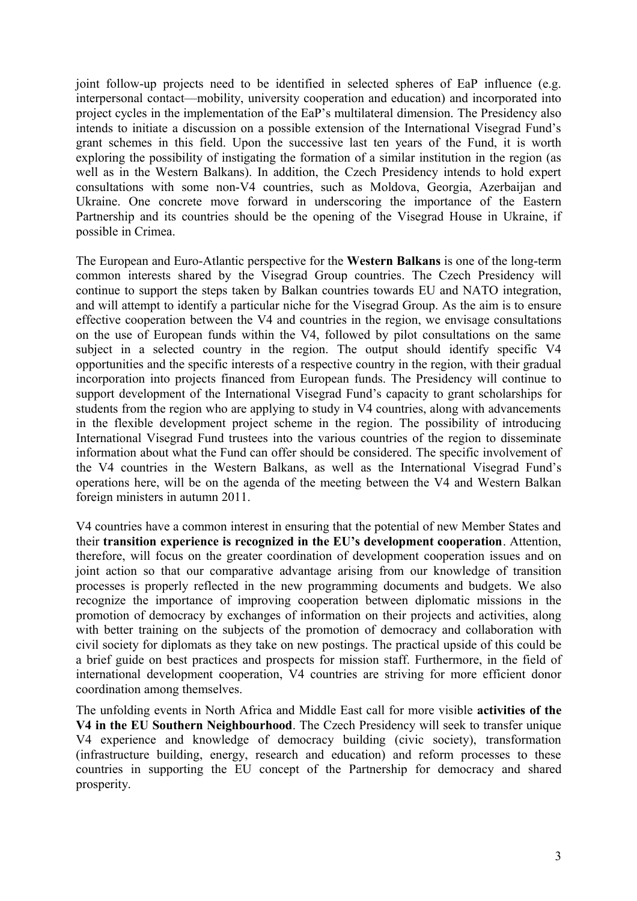joint follow-up projects need to be identified in selected spheres of EaP influence (e.g. interpersonal contact—mobility, university cooperation and education) and incorporated into project cycles in the implementation of the EaP's multilateral dimension. The Presidency also intends to initiate a discussion on a possible extension of the International Visegrad Fund's grant schemes in this field. Upon the successive last ten years of the Fund, it is worth exploring the possibility of instigating the formation of a similar institution in the region (as well as in the Western Balkans). In addition, the Czech Presidency intends to hold expert consultations with some non-V4 countries, such as Moldova, Georgia, Azerbaijan and Ukraine. One concrete move forward in underscoring the importance of the Eastern Partnership and its countries should be the opening of the Visegrad House in Ukraine, if possible in Crimea.

The European and Euro-Atlantic perspective for the **Western Balkans** is one of the long-term common interests shared by the Visegrad Group countries. The Czech Presidency will continue to support the steps taken by Balkan countries towards EU and NATO integration, and will attempt to identify a particular niche for the Visegrad Group. As the aim is to ensure effective cooperation between the V4 and countries in the region, we envisage consultations on the use of European funds within the V4, followed by pilot consultations on the same subject in a selected country in the region. The output should identify specific V4 opportunities and the specific interests of a respective country in the region, with their gradual incorporation into projects financed from European funds. The Presidency will continue to support development of the International Visegrad Fund's capacity to grant scholarships for students from the region who are applying to study in V4 countries, along with advancements in the flexible development project scheme in the region. The possibility of introducing International Visegrad Fund trustees into the various countries of the region to disseminate information about what the Fund can offer should be considered. The specific involvement of the V4 countries in the Western Balkans, as well as the International Visegrad Fund's operations here, will be on the agenda of the meeting between the V4 and Western Balkan foreign ministers in autumn 2011.

V4 countries have a common interest in ensuring that the potential of new Member States and their **transition experience is recognized in the EU's development cooperation**. Attention, therefore, will focus on the greater coordination of development cooperation issues and on joint action so that our comparative advantage arising from our knowledge of transition processes is properly reflected in the new programming documents and budgets. We also recognize the importance of improving cooperation between diplomatic missions in the promotion of democracy by exchanges of information on their projects and activities, along with better training on the subjects of the promotion of democracy and collaboration with civil society for diplomats as they take on new postings. The practical upside of this could be a brief guide on best practices and prospects for mission staff. Furthermore, in the field of international development cooperation, V4 countries are striving for more efficient donor coordination among themselves.

The unfolding events in North Africa and Middle East call for more visible **activities of the V4 in the EU Southern Neighbourhood**. The Czech Presidency will seek to transfer unique V4 experience and knowledge of democracy building (civic society), transformation (infrastructure building, energy, research and education) and reform processes to these countries in supporting the EU concept of the Partnership for democracy and shared prosperity.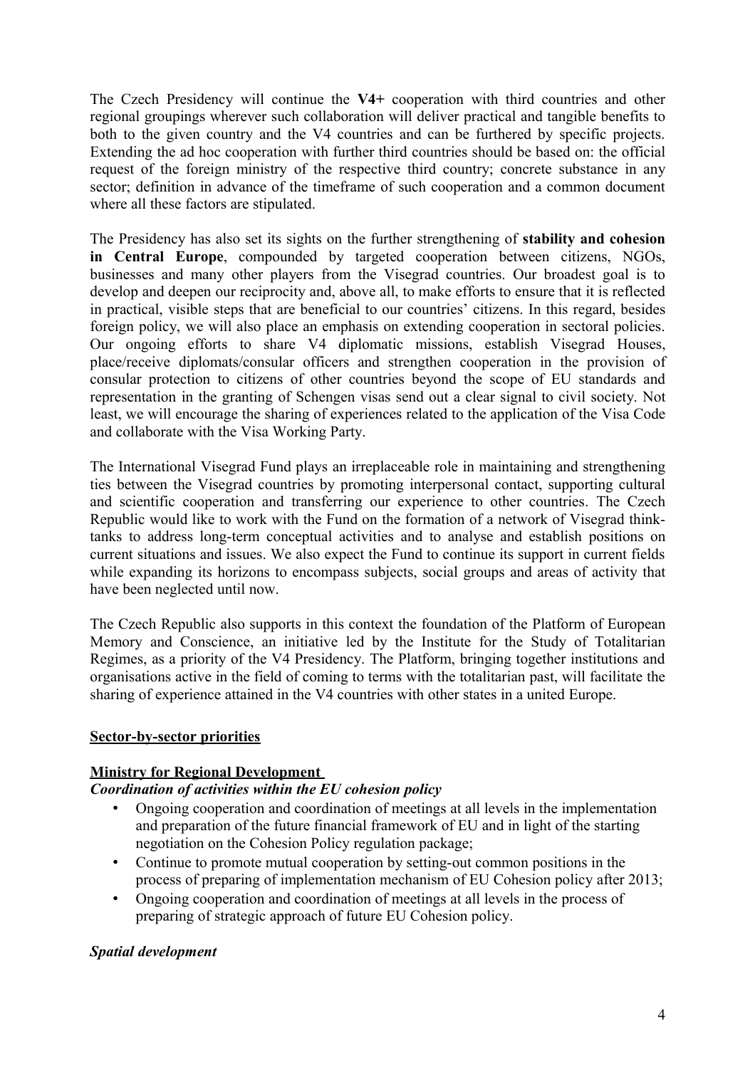The Czech Presidency will continue the **V4+** cooperation with third countries and other regional groupings wherever such collaboration will deliver practical and tangible benefits to both to the given country and the V4 countries and can be furthered by specific projects. Extending the ad hoc cooperation with further third countries should be based on: the official request of the foreign ministry of the respective third country; concrete substance in any sector; definition in advance of the timeframe of such cooperation and a common document where all these factors are stipulated.

The Presidency has also set its sights on the further strengthening of **stability and cohesion in Central Europe**, compounded by targeted cooperation between citizens, NGOs, businesses and many other players from the Visegrad countries. Our broadest goal is to develop and deepen our reciprocity and, above all, to make efforts to ensure that it is reflected in practical, visible steps that are beneficial to our countries' citizens. In this regard, besides foreign policy, we will also place an emphasis on extending cooperation in sectoral policies. Our ongoing efforts to share V4 diplomatic missions, establish Visegrad Houses, place/receive diplomats/consular officers and strengthen cooperation in the provision of consular protection to citizens of other countries beyond the scope of EU standards and representation in the granting of Schengen visas send out a clear signal to civil society. Not least, we will encourage the sharing of experiences related to the application of the Visa Code and collaborate with the Visa Working Party.

The International Visegrad Fund plays an irreplaceable role in maintaining and strengthening ties between the Visegrad countries by promoting interpersonal contact, supporting cultural and scientific cooperation and transferring our experience to other countries. The Czech Republic would like to work with the Fund on the formation of a network of Visegrad think-tanks to address long-term conceptual activities and to analyse and establish positions on current situations and issues. We also expect the Fund to continue its support in current fields while expanding its horizons to encompass subjects, social groups and areas of activity that have been neglected until now.

The Czech Republic also supports in this context the foundation of the Platform of European Memory and Conscience, an initiative led by the Institute for the Study of Totalitarian Regimes, as a priority of the V4 Presidency. The Platform, bringing together institutions and organisations active in the field of coming to terms with the totalitarian past, will facilitate the sharing of experience attained in the V4 countries with other states in a united Europe.

## Sector-by-sector priorities

### Ministry for Regional Development

***Coordination of activities within the EU cohesion policy***

- Ongoing cooperation and coordination of meetings at all levels in the implementation and preparation of the future financial framework of EU and in light of the starting negotiation on the Cohesion Policy regulation package;
- Continue to promote mutual cooperation by setting-out common positions in the process of preparing of implementation mechanism of EU Cohesion policy after 2013;
- Ongoing cooperation and coordination of meetings at all levels in the process of preparing of strategic approach of future EU Cohesion policy.

***Spatial development***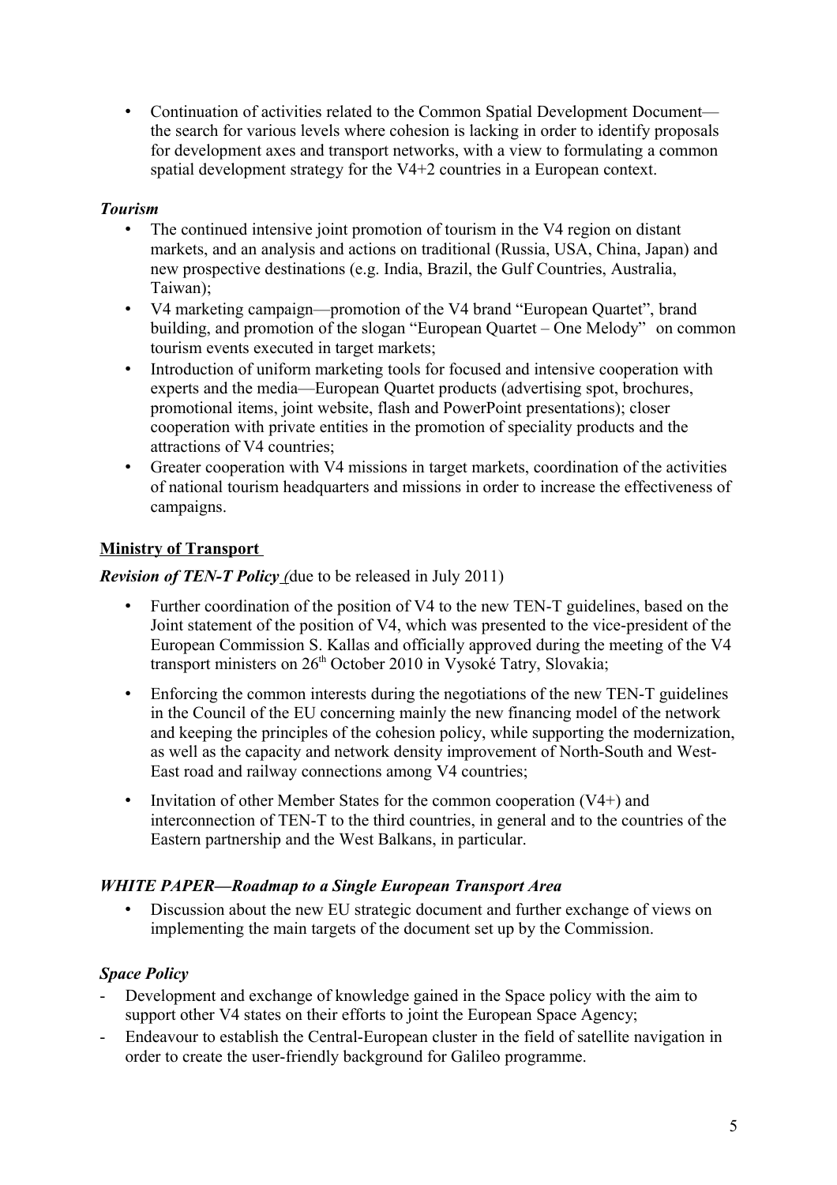- Continuation of activities related to the Common Spatial Development Document—the search for various levels where cohesion is lacking in order to identify proposals for development axes and transport networks, with a view to formulating a common spatial development strategy for the V4+2 countries in a European context.

***Tourism***

- The continued intensive joint promotion of tourism in the V4 region on distant markets, and an analysis and actions on traditional (Russia, USA, China, Japan) and new prospective destinations (e.g. India, Brazil, the Gulf Countries, Australia, Taiwan);
- V4 marketing campaign—promotion of the V4 brand "European Quartet", brand building, and promotion of the slogan "European Quartet – One Melody" on common tourism events executed in target markets;
- Introduction of uniform marketing tools for focused and intensive cooperation with experts and the media—European Quartet products (advertising spot, brochures, promotional items, joint website, flash and PowerPoint presentations); closer cooperation with private entities in the promotion of speciality products and the attractions of V4 countries;
- Greater cooperation with V4 missions in target markets, coordination of the activities of national tourism headquarters and missions in order to increase the effectiveness of campaigns.

**Ministry of Transport**

***Revision of TEN-T Policy*** (due to be released in July 2011)

- Further coordination of the position of V4 to the new TEN-T guidelines, based on the Joint statement of the position of V4, which was presented to the vice-president of the European Commission S. Kallas and officially approved during the meeting of the V4 transport ministers on 26th October 2010 in Vysoké Tatry, Slovakia;
- Enforcing the common interests during the negotiations of the new TEN-T guidelines in the Council of the EU concerning mainly the new financing model of the network and keeping the principles of the cohesion policy, while supporting the modernization, as well as the capacity and network density improvement of North-South and West-East road and railway connections among V4 countries;
- Invitation of other Member States for the common cooperation (V4+) and interconnection of TEN-T to the third countries, in general and to the countries of the Eastern partnership and the West Balkans, in particular.

***WHITE PAPER—Roadmap to a Single European Transport Area***

- Discussion about the new EU strategic document and further exchange of views on implementing the main targets of the document set up by the Commission.

***Space Policy***

- Development and exchange of knowledge gained in the Space policy with the aim to support other V4 states on their efforts to joint the European Space Agency;
- Endeavour to establish the Central-European cluster in the field of satellite navigation in order to create the user-friendly background for Galileo programme.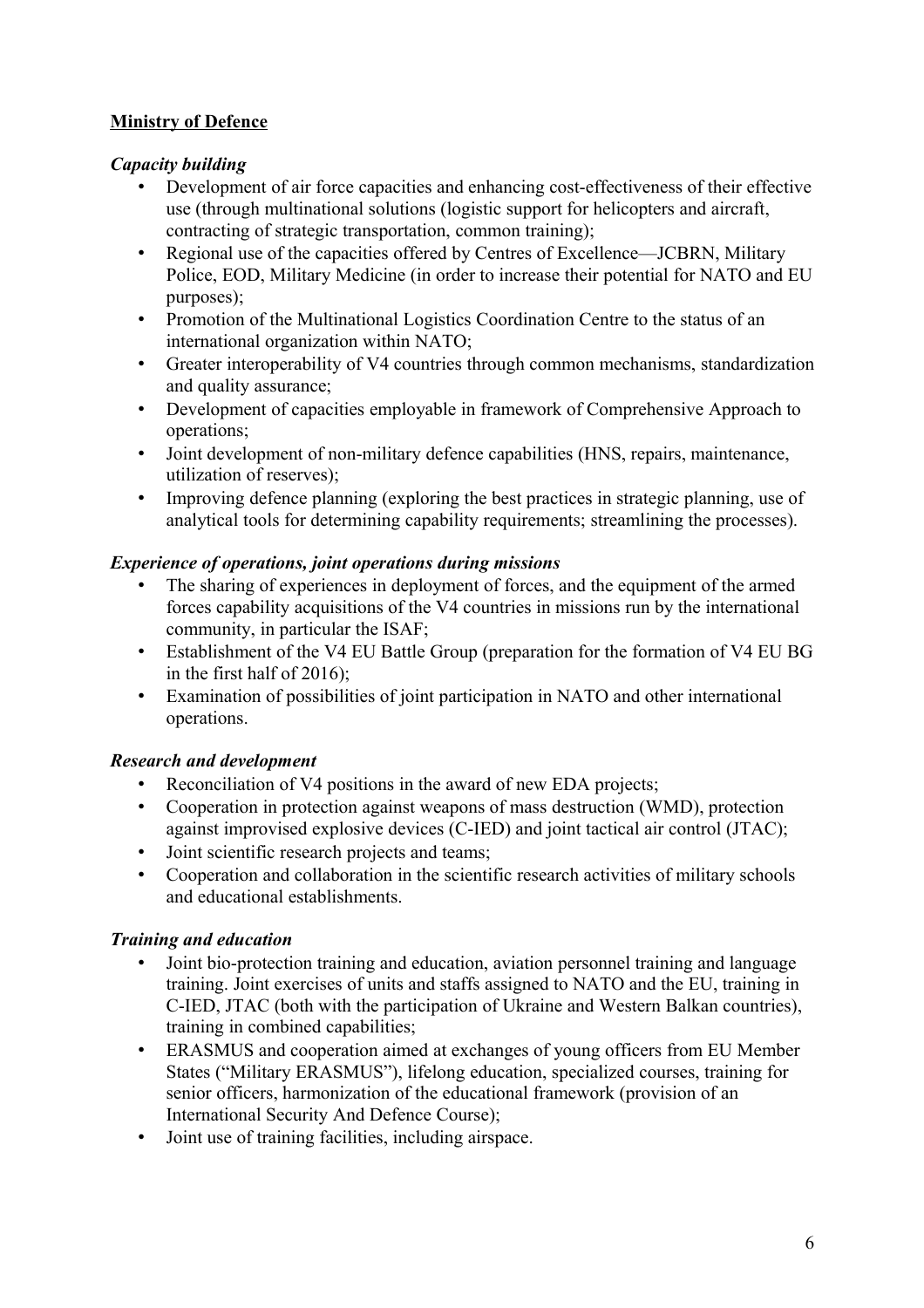**Ministry of Defence**

***Capacity building***

- Development of air force capacities and enhancing cost-effectiveness of their effective use (through multinational solutions (logistic support for helicopters and aircraft, contracting of strategic transportation, common training);
- Regional use of the capacities offered by Centres of Excellence—JCBRN, Military Police, EOD, Military Medicine (in order to increase their potential for NATO and EU purposes);
- Promotion of the Multinational Logistics Coordination Centre to the status of an international organization within NATO;
- Greater interoperability of V4 countries through common mechanisms, standardization and quality assurance;
- Development of capacities employable in framework of Comprehensive Approach to operations;
- Joint development of non-military defence capabilities (HNS, repairs, maintenance, utilization of reserves);
- Improving defence planning (exploring the best practices in strategic planning, use of analytical tools for determining capability requirements; streamlining the processes).

***Experience of operations, joint operations during missions***

- The sharing of experiences in deployment of forces, and the equipment of the armed forces capability acquisitions of the V4 countries in missions run by the international community, in particular the ISAF;
- Establishment of the V4 EU Battle Group (preparation for the formation of V4 EU BG in the first half of 2016);
- Examination of possibilities of joint participation in NATO and other international operations.

***Research and development***

- Reconciliation of V4 positions in the award of new EDA projects;
- Cooperation in protection against weapons of mass destruction (WMD), protection against improvised explosive devices (C-IED) and joint tactical air control (JTAC);
- Joint scientific research projects and teams;
- Cooperation and collaboration in the scientific research activities of military schools and educational establishments.

***Training and education***

- Joint bio-protection training and education, aviation personnel training and language training. Joint exercises of units and staffs assigned to NATO and the EU, training in C-IED, JTAC (both with the participation of Ukraine and Western Balkan countries), training in combined capabilities;
- ERASMUS and cooperation aimed at exchanges of young officers from EU Member States ("Military ERASMUS"), lifelong education, specialized courses, training for senior officers, harmonization of the educational framework (provision of an International Security And Defence Course);
- Joint use of training facilities, including airspace.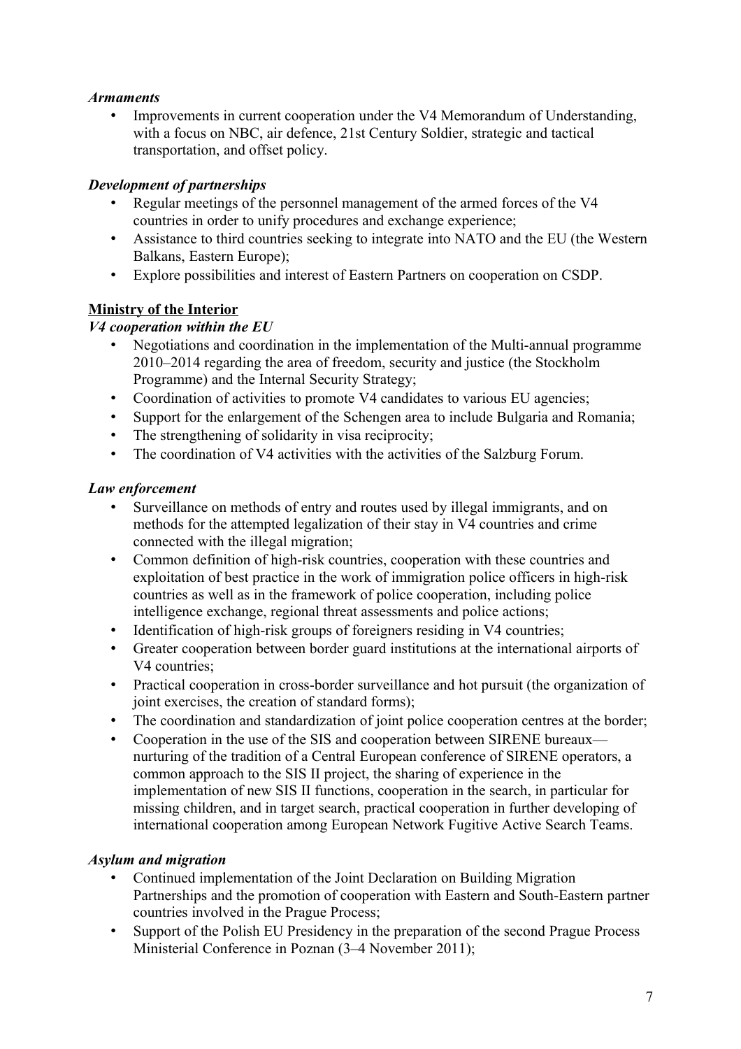***Armaments***

- Improvements in current cooperation under the V4 Memorandum of Understanding, with a focus on NBC, air defence, 21st Century Soldier, strategic and tactical transportation, and offset policy.

***Development of partnerships***

- Regular meetings of the personnel management of the armed forces of the V4 countries in order to unify procedures and exchange experience;
- Assistance to third countries seeking to integrate into NATO and the EU (the Western Balkans, Eastern Europe);
- Explore possibilities and interest of Eastern Partners on cooperation on CSDP.

**<u>Ministry of the Interior</u>**

***V4 cooperation within the EU***

- Negotiations and coordination in the implementation of the Multi-annual programme 2010–2014 regarding the area of freedom, security and justice (the Stockholm Programme) and the Internal Security Strategy;
- Coordination of activities to promote V4 candidates to various EU agencies;
- Support for the enlargement of the Schengen area to include Bulgaria and Romania;
- The strengthening of solidarity in visa reciprocity;
- The coordination of V4 activities with the activities of the Salzburg Forum.

***Law enforcement***

- Surveillance on methods of entry and routes used by illegal immigrants, and on methods for the attempted legalization of their stay in V4 countries and crime connected with the illegal migration;
- Common definition of high-risk countries, cooperation with these countries and exploitation of best practice in the work of immigration police officers in high-risk countries as well as in the framework of police cooperation, including police intelligence exchange, regional threat assessments and police actions;
- Identification of high-risk groups of foreigners residing in V4 countries;
- Greater cooperation between border guard institutions at the international airports of V4 countries;
- Practical cooperation in cross-border surveillance and hot pursuit (the organization of joint exercises, the creation of standard forms);
- The coordination and standardization of joint police cooperation centres at the border;
- Cooperation in the use of the SIS and cooperation between SIRENE bureaux—nurturing of the tradition of a Central European conference of SIRENE operators, a common approach to the SIS II project, the sharing of experience in the implementation of new SIS II functions, cooperation in the search, in particular for missing children, and in target search, practical cooperation in further developing of international cooperation among European Network Fugitive Active Search Teams.

***Asylum and migration***

- Continued implementation of the Joint Declaration on Building Migration Partnerships and the promotion of cooperation with Eastern and South-Eastern partner countries involved in the Prague Process;
- Support of the Polish EU Presidency in the preparation of the second Prague Process Ministerial Conference in Poznan (3–4 November 2011);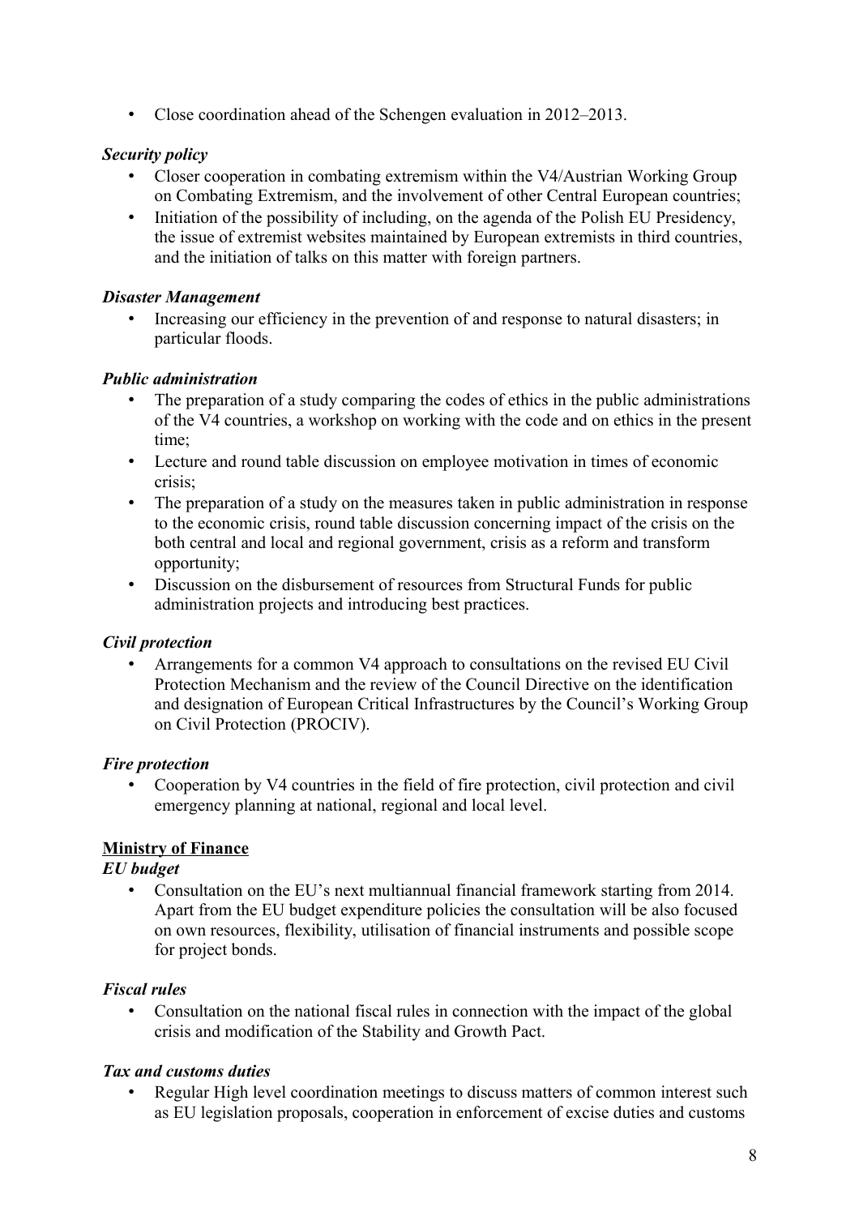- Close coordination ahead of the Schengen evaluation in 2012–2013.

***Security policy***

- Closer cooperation in combating extremism within the V4/Austrian Working Group on Combating Extremism, and the involvement of other Central European countries;
- Initiation of the possibility of including, on the agenda of the Polish EU Presidency, the issue of extremist websites maintained by European extremists in third countries, and the initiation of talks on this matter with foreign partners.

***Disaster Management***

- Increasing our efficiency in the prevention of and response to natural disasters; in particular floods.

***Public administration***

- The preparation of a study comparing the codes of ethics in the public administrations of the V4 countries, a workshop on working with the code and on ethics in the present time;
- Lecture and round table discussion on employee motivation in times of economic crisis;
- The preparation of a study on the measures taken in public administration in response to the economic crisis, round table discussion concerning impact of the crisis on the both central and local and regional government, crisis as a reform and transform opportunity;
- Discussion on the disbursement of resources from Structural Funds for public administration projects and introducing best practices.

***Civil protection***

- Arrangements for a common V4 approach to consultations on the revised EU Civil Protection Mechanism and the review of the Council Directive on the identification and designation of European Critical Infrastructures by the Council's Working Group on Civil Protection (PROCIV).

***Fire protection***

- Cooperation by V4 countries in the field of fire protection, civil protection and civil emergency planning at national, regional and local level.

**Ministry of Finance**

***EU budget***

- Consultation on the EU's next multiannual financial framework starting from 2014. Apart from the EU budget expenditure policies the consultation will be also focused on own resources, flexibility, utilisation of financial instruments and possible scope for project bonds.

***Fiscal rules***

- Consultation on the national fiscal rules in connection with the impact of the global crisis and modification of the Stability and Growth Pact.

***Tax and customs duties***

- Regular High level coordination meetings to discuss matters of common interest such as EU legislation proposals, cooperation in enforcement of excise duties and customs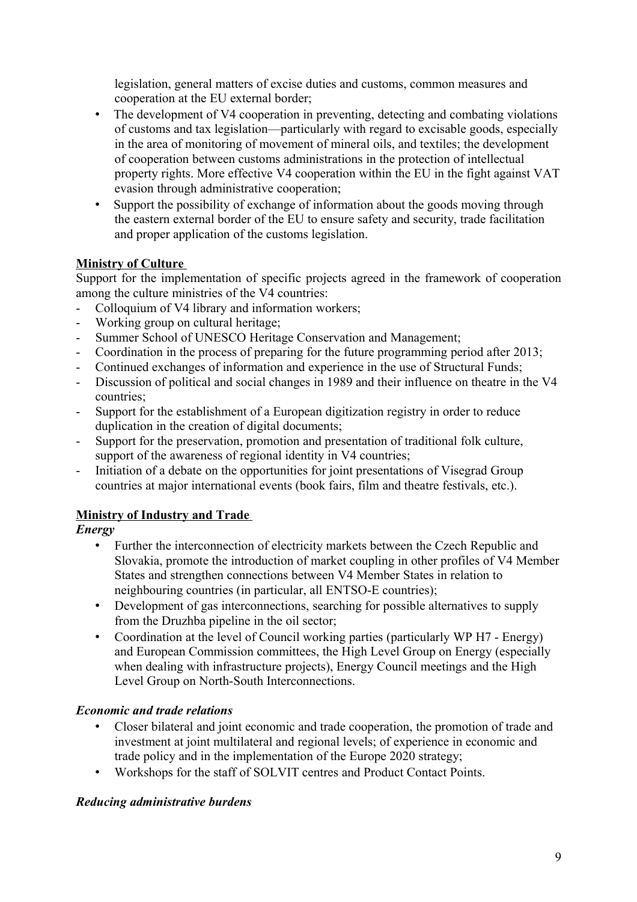legislation, general matters of excise duties and customs, common measures and cooperation at the EU external border;

- The development of V4 cooperation in preventing, detecting and combating violations of customs and tax legislation—particularly with regard to excisable goods, especially in the area of monitoring of movement of mineral oils, and textiles; the development of cooperation between customs administrations in the protection of intellectual property rights. More effective V4 cooperation within the EU in the fight against VAT evasion through administrative cooperation;
- Support the possibility of exchange of information about the goods moving through the eastern external border of the EU to ensure safety and security, trade facilitation and proper application of the customs legislation.

**Ministry of Culture**

Support for the implementation of specific projects agreed in the framework of cooperation among the culture ministries of the V4 countries:

- Colloquium of V4 library and information workers;
- Working group on cultural heritage;
- Summer School of UNESCO Heritage Conservation and Management;
- Coordination in the process of preparing for the future programming period after 2013;
- Continued exchanges of information and experience in the use of Structural Funds;
- Discussion of political and social changes in 1989 and their influence on theatre in the V4 countries;
- Support for the establishment of a European digitization registry in order to reduce duplication in the creation of digital documents;
- Support for the preservation, promotion and presentation of traditional folk culture, support of the awareness of regional identity in V4 countries;
- Initiation of a debate on the opportunities for joint presentations of Visegrad Group countries at major international events (book fairs, film and theatre festivals, etc.).

**Ministry of Industry and Trade**

***Energy***

- Further the interconnection of electricity markets between the Czech Republic and Slovakia, promote the introduction of market coupling in other profiles of V4 Member States and strengthen connections between V4 Member States in relation to neighbouring countries (in particular, all ENTSO-E countries);
- Development of gas interconnections, searching for possible alternatives to supply from the Druzhba pipeline in the oil sector;
- Coordination at the level of Council working parties (particularly WP H7 - Energy) and European Commission committees, the High Level Group on Energy (especially when dealing with infrastructure projects), Energy Council meetings and the High Level Group on North-South Interconnections.

***Economic and trade relations***

- Closer bilateral and joint economic and trade cooperation, the promotion of trade and investment at joint multilateral and regional levels; of experience in economic and trade policy and in the implementation of the Europe 2020 strategy;
- Workshops for the staff of SOLVIT centres and Product Contact Points.

***Reducing administrative burdens***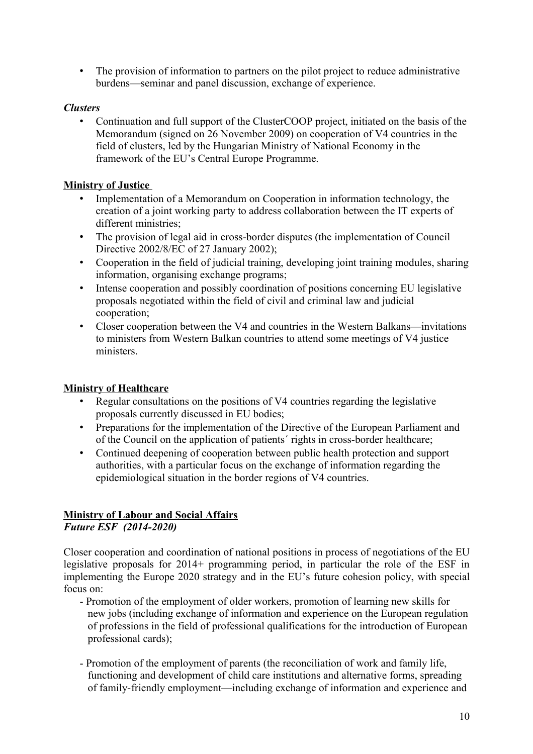- The provision of information to partners on the pilot project to reduce administrative burdens—seminar and panel discussion, exchange of experience.

***Clusters***

- Continuation and full support of the ClusterCOOP project, initiated on the basis of the Memorandum (signed on 26 November 2009) on cooperation of V4 countries in the field of clusters, led by the Hungarian Ministry of National Economy in the framework of the EU's Central Europe Programme.

**Ministry of Justice**

- Implementation of a Memorandum on Cooperation in information technology, the creation of a joint working party to address collaboration between the IT experts of different ministries;
- The provision of legal aid in cross-border disputes (the implementation of Council Directive 2002/8/EC of 27 January 2002);
- Cooperation in the field of judicial training, developing joint training modules, sharing information, organising exchange programs;
- Intense cooperation and possibly coordination of positions concerning EU legislative proposals negotiated within the field of civil and criminal law and judicial cooperation;
- Closer cooperation between the V4 and countries in the Western Balkans—invitations to ministers from Western Balkan countries to attend some meetings of V4 justice ministers.

**Ministry of Healthcare**

- Regular consultations on the positions of V4 countries regarding the legislative proposals currently discussed in EU bodies;
- Preparations for the implementation of the Directive of the European Parliament and of the Council on the application of patients´ rights in cross-border healthcare;
- Continued deepening of cooperation between public health protection and support authorities, with a particular focus on the exchange of information regarding the epidemiological situation in the border regions of V4 countries.

**Ministry of Labour and Social Affairs**

***Future ESF (2014-2020)***

Closer cooperation and coordination of national positions in process of negotiations of the EU legislative proposals for 2014+ programming period, in particular the role of the ESF in implementing the Europe 2020 strategy and in the EU's future cohesion policy, with special focus on:

- Promotion of the employment of older workers, promotion of learning new skills for new jobs (including exchange of information and experience on the European regulation of professions in the field of professional qualifications for the introduction of European professional cards);

- Promotion of the employment of parents (the reconciliation of work and family life, functioning and development of child care institutions and alternative forms, spreading of family-friendly employment—including exchange of information and experience and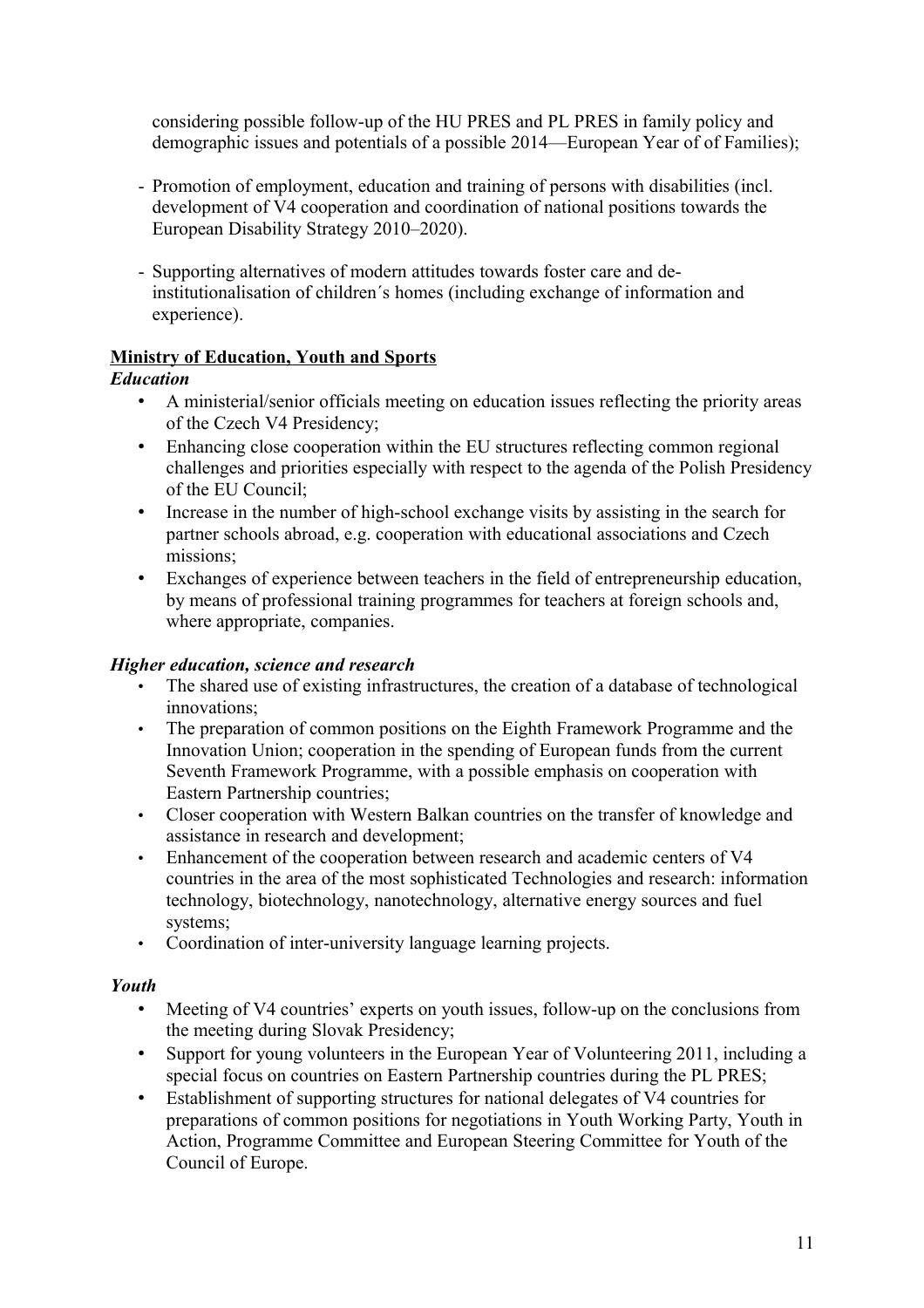considering possible follow-up of the HU PRES and PL PRES in family policy and demographic issues and potentials of a possible 2014—European Year of of Families);

- Promotion of employment, education and training of persons with disabilities (incl. development of V4 cooperation and coordination of national positions towards the European Disability Strategy 2010–2020).

- Supporting alternatives of modern attitudes towards foster care and de-institutionalisation of children´s homes (including exchange of information and experience).

**Ministry of Education, Youth and Sports**

***Education***

- A ministerial/senior officials meeting on education issues reflecting the priority areas of the Czech V4 Presidency;
- Enhancing close cooperation within the EU structures reflecting common regional challenges and priorities especially with respect to the agenda of the Polish Presidency of the EU Council;
- Increase in the number of high-school exchange visits by assisting in the search for partner schools abroad, e.g. cooperation with educational associations and Czech missions;
- Exchanges of experience between teachers in the field of entrepreneurship education, by means of professional training programmes for teachers at foreign schools and, where appropriate, companies.

***Higher education, science and research***

- The shared use of existing infrastructures, the creation of a database of technological innovations;
- The preparation of common positions on the Eighth Framework Programme and the Innovation Union; cooperation in the spending of European funds from the current Seventh Framework Programme, with a possible emphasis on cooperation with Eastern Partnership countries;
- Closer cooperation with Western Balkan countries on the transfer of knowledge and assistance in research and development;
- Enhancement of the cooperation between research and academic centers of V4 countries in the area of the most sophisticated Technologies and research: information technology, biotechnology, nanotechnology, alternative energy sources and fuel systems;
- Coordination of inter-university language learning projects.

***Youth***

- Meeting of V4 countries' experts on youth issues, follow-up on the conclusions from the meeting during Slovak Presidency;
- Support for young volunteers in the European Year of Volunteering 2011, including a special focus on countries on Eastern Partnership countries during the PL PRES;
- Establishment of supporting structures for national delegates of V4 countries for preparations of common positions for negotiations in Youth Working Party, Youth in Action, Programme Committee and European Steering Committee for Youth of the Council of Europe.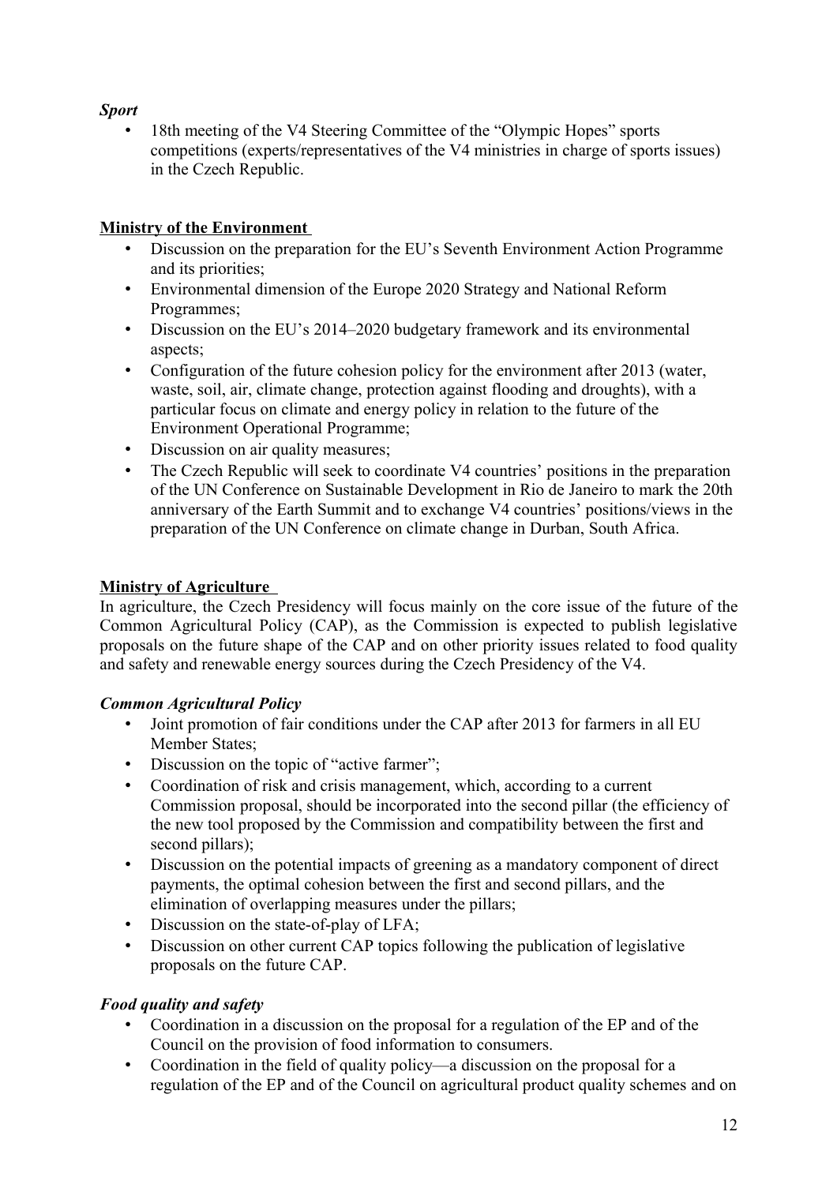***Sport***

- 18th meeting of the V4 Steering Committee of the "Olympic Hopes" sports competitions (experts/representatives of the V4 ministries in charge of sports issues) in the Czech Republic.

**Ministry of the Environment**

- Discussion on the preparation for the EU's Seventh Environment Action Programme and its priorities;
- Environmental dimension of the Europe 2020 Strategy and National Reform Programmes;
- Discussion on the EU's 2014–2020 budgetary framework and its environmental aspects;
- Configuration of the future cohesion policy for the environment after 2013 (water, waste, soil, air, climate change, protection against flooding and droughts), with a particular focus on climate and energy policy in relation to the future of the Environment Operational Programme;
- Discussion on air quality measures;
- The Czech Republic will seek to coordinate V4 countries' positions in the preparation of the UN Conference on Sustainable Development in Rio de Janeiro to mark the 20th anniversary of the Earth Summit and to exchange V4 countries' positions/views in the preparation of the UN Conference on climate change in Durban, South Africa.

**Ministry of Agriculture**

In agriculture, the Czech Presidency will focus mainly on the core issue of the future of the Common Agricultural Policy (CAP), as the Commission is expected to publish legislative proposals on the future shape of the CAP and on other priority issues related to food quality and safety and renewable energy sources during the Czech Presidency of the V4.

***Common Agricultural Policy***

- Joint promotion of fair conditions under the CAP after 2013 for farmers in all EU Member States;
- Discussion on the topic of "active farmer";
- Coordination of risk and crisis management, which, according to a current Commission proposal, should be incorporated into the second pillar (the efficiency of the new tool proposed by the Commission and compatibility between the first and second pillars);
- Discussion on the potential impacts of greening as a mandatory component of direct payments, the optimal cohesion between the first and second pillars, and the elimination of overlapping measures under the pillars;
- Discussion on the state-of-play of LFA;
- Discussion on other current CAP topics following the publication of legislative proposals on the future CAP.

***Food quality and safety***

- Coordination in a discussion on the proposal for a regulation of the EP and of the Council on the provision of food information to consumers.
- Coordination in the field of quality policy—a discussion on the proposal for a regulation of the EP and of the Council on agricultural product quality schemes and on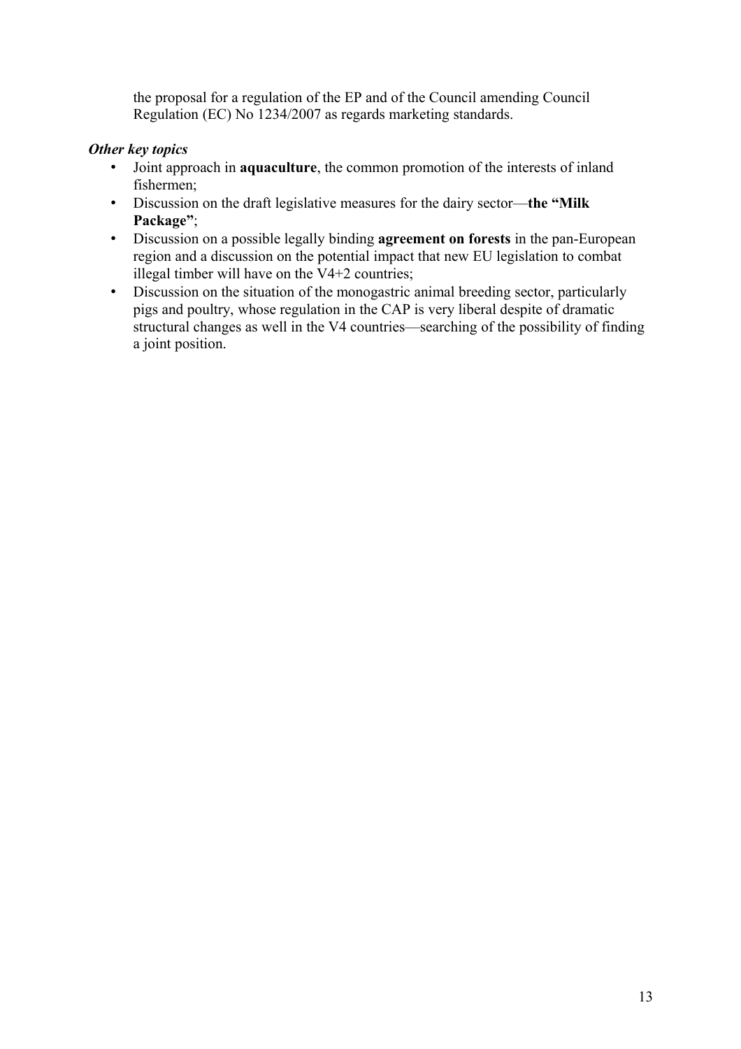the proposal for a regulation of the EP and of the Council amending Council Regulation (EC) No 1234/2007 as regards marketing standards.

***Other key topics***

- Joint approach in **aquaculture**, the common promotion of the interests of inland fishermen;
- Discussion on the draft legislative measures for the dairy sector—**the "Milk Package"**;
- Discussion on a possible legally binding **agreement on forests** in the pan-European region and a discussion on the potential impact that new EU legislation to combat illegal timber will have on the V4+2 countries;
- Discussion on the situation of the monogastric animal breeding sector, particularly pigs and poultry, whose regulation in the CAP is very liberal despite of dramatic structural changes as well in the V4 countries—searching of the possibility of finding a joint position.